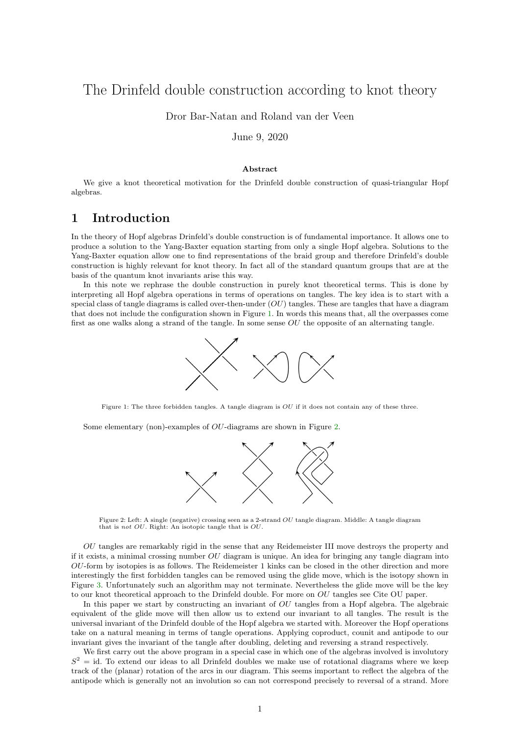# The Drinfeld double construction according to knot theory

Dror Bar-Natan and Roland van der Veen

June 9, 2020

**Abstract**

We give a knot theoretical motivation for the Drinfeld double construction of quasi-triangular Hopf algebras.

## 1 Introduction

In the theory of Hopf algebras Drinfeld's double construction is of fundamental importance. It allows one to produce a solution to the Yang-Baxter equation starting from only a single Hopf algebra. Solutions to the Yang-Baxter equation allow one to find representations of the braid group and therefore Drinfeld's double construction is highly relevant for knot theory. In fact all of the standard quantum groups that are at the basis of the quantum knot invariants arise this way.

In this note we rephrase the double construction in purely knot theoretical terms. This is done by interpreting all Hopf algebra operations in terms of operations on tangles. The key idea is to start with a special class of tangle diagrams is called over-then-under ($OU$) tangles. These are tangles that have a diagram that does not include the configuration shown in Figure 1. In words this means that, all the overpasses come first as one walks along a strand of the tangle. In some sense $OU$ the opposite of an alternating tangle.

Figure 1: The three forbidden tangles. A tangle diagram is $OU$ if it does not contain any of these three.

Some elementary (non)-examples of $OU$-diagrams are shown in Figure 2.

Figure 2: Left: A single (negative) crossing seen as a 2-strand $OU$ tangle diagram. Middle: A tangle diagram that is *not* $OU$. Right: An isotopic tangle that is $OU$.

$OU$ tangles are remarkably rigid in the sense that any Reidemeister III move destroys the property and if it exists, a minimal crossing number $OU$ diagram is unique. An idea for bringing any tangle diagram into $OU$-form by isotopies is as follows. The Reidemeister 1 kinks can be closed in the other direction and more interestingly the first forbidden tangles can be removed using the glide move, which is the isotopy shown in Figure 3. Unfortunately such an algorithm may not terminate. Nevertheless the glide move will be the key to our knot theoretical approach to the Drinfeld double. For more on $OU$ tangles see Cite OU paper.

In this paper we start by constructing an invariant of $OU$ tangles from a Hopf algebra. The algebraic equivalent of the glide move will then allow us to extend our invariant to all tangles. The result is the universal invariant of the Drinfeld double of the Hopf algebra we started with. Moreover the Hopf operations take on a natural meaning in terms of tangle operations. Applying coproduct, counit and antipode to our invariant gives the invariant of the tangle after doubling, deleting and reversing a strand respectively.

We first carry out the above program in a special case in which one of the algebras involved is involutory $S^2 = \mathrm{id}$. To extend our ideas to all Drinfeld doubles we make use of rotational diagrams where we keep track of the (planar) rotation of the arcs in our diagram. This seems important to reflect the algebra of the antipode which is generally not an involution so can not correspond precisely to reversal of a strand. More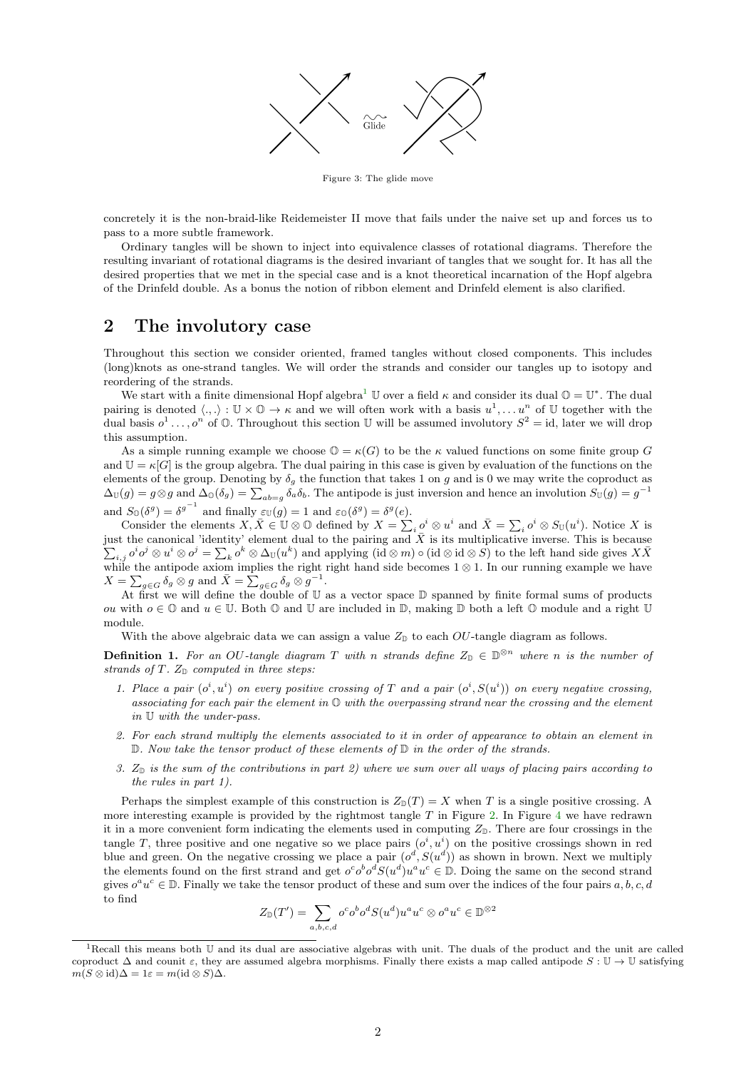Figure 3: The glide move

concretely it is the non-braid-like Reidemeister II move that fails under the naive set up and forces us to pass to a more subtle framework.

Ordinary tangles will be shown to inject into equivalence classes of rotational diagrams. Therefore the resulting invariant of rotational diagrams is the desired invariant of tangles that we sought for. It has all the desired properties that we met in the special case and is a knot theoretical incarnation of the Hopf algebra of the Drinfeld double. As a bonus the notion of ribbon element and Drinfeld element is also clarified.

## 2 The involutory case

Throughout this section we consider oriented, framed tangles without closed components. This includes (long)knots as one-strand tangles. We will order the strands and consider our tangles up to isotopy and reordering of the strands.

We start with a finite dimensional Hopf algebra[1] $\mathbb{U}$ over a field $\kappa$ and consider its dual $\mathbb{O} = \mathbb{U}^*$. The dual pairing is denoted $\langle .,. \rangle : \mathbb{U} \times \mathbb{O} \to \kappa$ and we will often work with a basis $u^1, \dots u^n$ of $\mathbb{U}$ together with the dual basis $o^1 \dots, o^n$ of $\mathbb{O}$. Throughout this section $\mathbb{U}$ will be assumed involutory $S^2 = \text{id}$, later we will drop this assumption.

As a simple running example we choose $\mathbb{O} = \kappa(G)$ to be the $\kappa$ valued functions on some finite group $G$ and $\mathbb{U} = \kappa[G]$ is the group algebra. The dual pairing in this case is given by evaluation of the functions on the elements of the group. Denoting by $\delta_g$ the function that takes 1 on $g$ and is 0 we may write the coproduct as $\Delta_{\mathbb{U}}(g) = g \otimes g$ and $\Delta_{\mathbb{O}}(\delta_g) = \sum_{ab=g} \delta_a \delta_b$. The antipode is just inversion and hence an involution $S_{\mathbb{U}}(g) = g^{-1}$ and $S_{\mathbb{O}}(\delta^g) = \delta^{g^{-1}}$ and finally $\varepsilon_{\mathbb{U}}(g) = 1$ and $\varepsilon_{\mathbb{O}}(\delta^g) = \delta^g(e)$.

Consider the elements $X, \bar{X} \in \mathbb{U} \otimes \mathbb{O}$ defined by $X = \sum_i o^i \otimes u^i$ and $\bar{X} = \sum_i o^i \otimes S_{\mathbb{U}}(u^i)$. Notice $X$ is just the canonical 'identity' element dual to the pairing and $\bar{X}$ is its multiplicative inverse. This is because $\sum_{i,j} o^i o^j \otimes u^i \otimes o^j = \sum_k o^k \otimes \Delta_{\mathbb{U}}(u^k)$ and applying $(\text{id} \otimes m) \circ (\text{id} \otimes \text{id} \otimes S)$ to the left hand side gives $X\bar{X}$ while the antipode axiom implies the right right hand side becomes $1 \otimes 1$. In our running example we have $X = \sum_{g \in G} \delta_g \otimes g$ and $\bar{X} = \sum_{g \in G} \delta_g \otimes g^{-1}$.

At first we will define the double of $\mathbb{U}$ as a vector space $\mathbb{D}$ spanned by finite formal sums of products $ou$ with $o \in \mathbb{O}$ and $u \in \mathbb{U}$. Both $\mathbb{O}$ and $\mathbb{U}$ are included in $\mathbb{D}$, making $\mathbb{D}$ both a left $\mathbb{O}$ module and a right $\mathbb{U}$ module.

With the above algebraic data we can assign a value $Z_{\mathbb{D}}$ to each $OU$-tangle diagram as follows.

**Definition 1.** *For an $OU$-tangle diagram $T$ with $n$ strands define $Z_{\mathbb{D}} \in \mathbb{D}^{\otimes n}$ where $n$ is the number of strands of $T$. $Z_{\mathbb{D}}$ computed in three steps:*

1. *Place a pair $(o^i, u^i)$ on every positive crossing of $T$ and a pair $(o^i, S(u^i))$ on every negative crossing, associating for each pair the element in $\mathbb{O}$ with the overpassing strand near the crossing and the element in $\mathbb{U}$ with the under-pass.*
2. *For each strand multiply the elements associated to it in order of appearance to obtain an element in $\mathbb{D}$. Now take the tensor product of these elements of $\mathbb{D}$ in the order of the strands.*
3. *$Z_{\mathbb{D}}$ is the sum of the contributions in part 2) where we sum over all ways of placing pairs according to the rules in part 1).*

Perhaps the simplest example of this construction is $Z_{\mathbb{D}}(T) = X$ when $T$ is a single positive crossing. A more interesting example is provided by the rightmost tangle $T$ in Figure 2. In Figure 4 we have redrawn it in a more convenient form indicating the elements used in computing $Z_{\mathbb{D}}$. There are four crossings in the tangle $T$, three positive and one negative so we place pairs $(o^i, u^i)$ on the positive crossings shown in red blue and green. On the negative crossing we place a pair $(o^d, S(u^d))$ as shown in brown. Next we multiply the elements found on the first strand and get $o^c o^b o^d S(u^d) u^a u^c \in \mathbb{D}$. Doing the same on the second strand gives $o^a u^c \in \mathbb{D}$. Finally we take the tensor product of these and sum over the indices of the four pairs $a, b, c, d$ to find

$$Z_{\mathbb{D}}(T') = \sum_{a,b,c,d} o^c o^b o^d S(u^d) u^a u^c \otimes o^a u^c \in \mathbb{D}^{\otimes 2}$$

[1]Recall this means both $\mathbb{U}$ and its dual are associative algebras with unit. The duals of the product and the unit are called coproduct $\Delta$ and counit $\varepsilon$, they are assumed algebra morphisms. Finally there exists a map called antipode $S : \mathbb{U} \to \mathbb{U}$ satisfying $m(S \otimes \text{id})\Delta = 1\varepsilon = m(\text{id} \otimes S)\Delta$.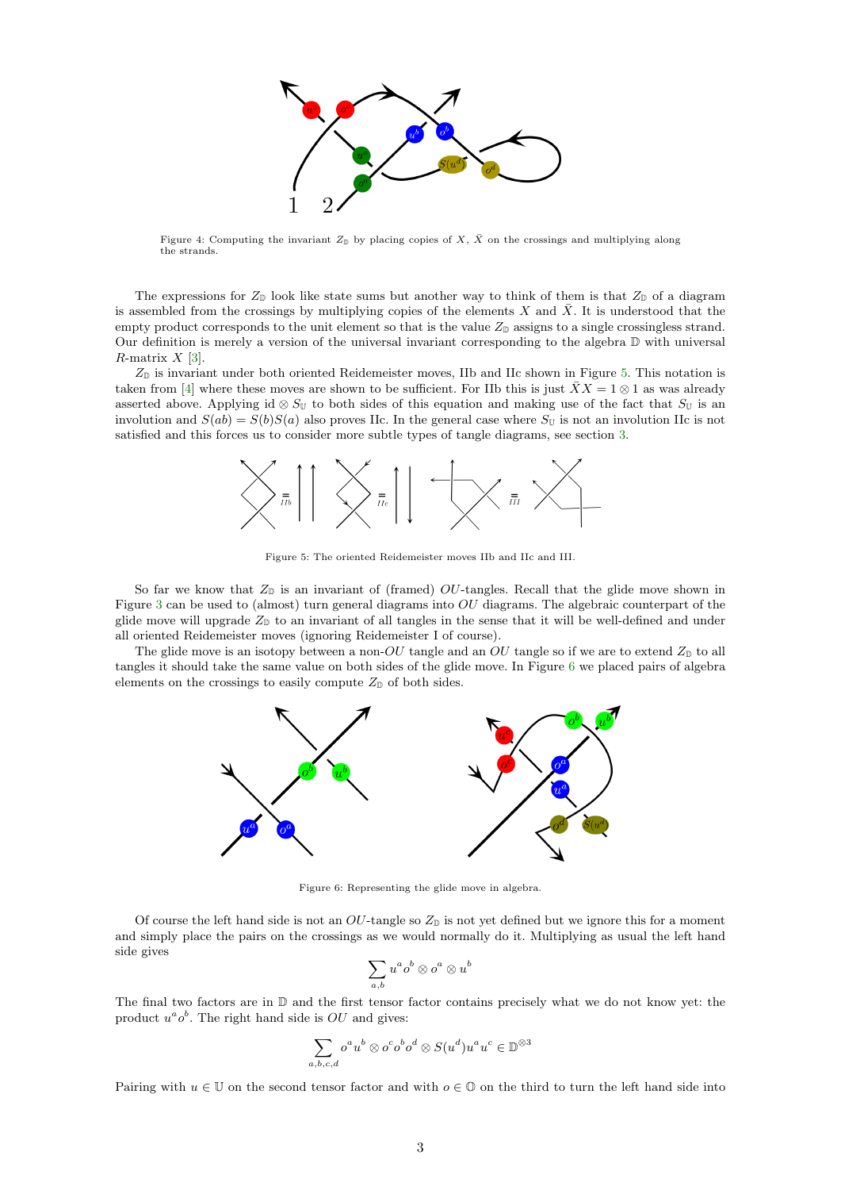Figure 4: Computing the invariant $Z_{\mathbb{D}}$ by placing copies of $X$, $\bar{X}$ on the crossings and multiplying along the strands.

The expressions for $Z_{\mathbb{D}}$ look like state sums but another way to think of them is that $Z_{\mathbb{D}}$ of a diagram is assembled from the crossings by multiplying copies of the elements $X$ and $\bar{X}$. It is understood that the empty product corresponds to the unit element so that is the value $Z_{\mathbb{D}}$ assigns to a single crossingless strand. Our definition is merely a version of the universal invariant corresponding to the algebra $\mathbb{D}$ with universal $R$-matrix $X$ [3].

$Z_{\mathbb{D}}$ is invariant under both oriented Reidemeister moves, IIb and IIc shown in Figure 5. This notation is taken from [4] where these moves are shown to be sufficient. For IIb this is just $\bar{X}X = 1 \otimes 1$ as was already asserted above. Applying id $\otimes S_{\mathbb{U}}$ to both sides of this equation and making use of the fact that $S_{\mathbb{U}}$ is an involution and $S(ab) = S(b)S(a)$ also proves IIc. In the general case where $S_{\mathbb{U}}$ is not an involution IIc is not satisfied and this forces us to consider more subtle types of tangle diagrams, see section 3.

Figure 5: The oriented Reidemeister moves IIb and IIc and III.

So far we know that $Z_{\mathbb{D}}$ is an invariant of (framed) $OU$-tangles. Recall that the glide move shown in Figure 3 can be used to (almost) turn general diagrams into $OU$ diagrams. The algebraic counterpart of the glide move will upgrade $Z_{\mathbb{D}}$ to an invariant of all tangles in the sense that it will be well-defined and under all oriented Reidemeister moves (ignoring Reidemeister I of course).

The glide move is an isotopy between a non-$OU$ tangle and an $OU$ tangle so if we are to extend $Z_{\mathbb{D}}$ to all tangles it should take the same value on both sides of the glide move. In Figure 6 we placed pairs of algebra elements on the crossings to easily compute $Z_{\mathbb{D}}$ of both sides.

Figure 6: Representing the glide move in algebra.

Of course the left hand side is not an $OU$-tangle so $Z_{\mathbb{D}}$ is not yet defined but we ignore this for a moment and simply place the pairs on the crossings as we would normally do it. Multiplying as usual the left hand side gives

$$\sum_{a,b} u^a o^b \otimes o^a \otimes u^b$$

The final two factors are in $\mathbb{D}$ and the first tensor factor contains precisely what we do not know yet: the product $u^a o^b$. The right hand side is $OU$ and gives:

$$\sum_{a,b,c,d} o^a u^b \otimes o^c o^b o^d \otimes S(u^d) u^a u^c \in \mathbb{D}^{\otimes 3}$$

Pairing with $u \in \mathbb{U}$ on the second tensor factor and with $o \in \mathbb{O}$ on the third to turn the left hand side into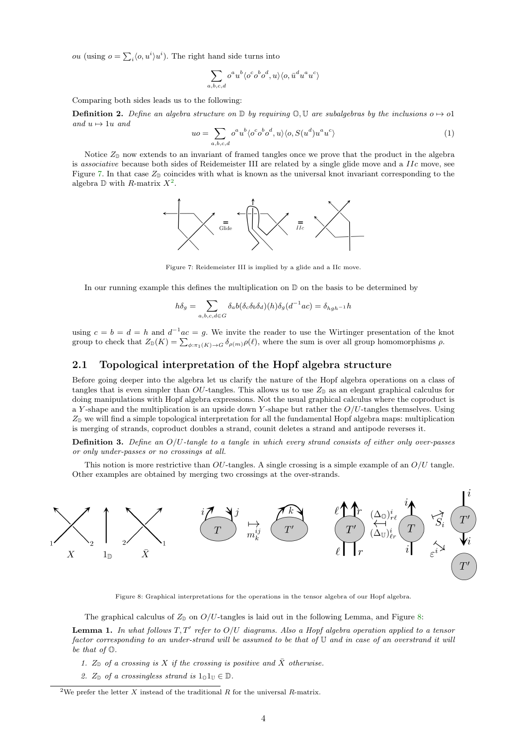$ou$ (using $o = \sum_i \langle o, u^i \rangle u^i$). The right hand side turns into

$$\sum_{a,b,c,d} o^a u^b \langle o^c o^b o^d, u \rangle \langle o, \bar{u}^d u^a u^c \rangle$$

Comparing both sides leads us to the following:

**Definition 2.** *Define an algebra structure on $\mathbb{D}$ by requiring $\mathbb{O}, \mathbb{U}$ are subalgebras by the inclusions $o \mapsto o1$ and $u \mapsto 1u$ and*

$$uo = \sum_{a,b,c,d} o^a u^b \langle o^c o^b o^d, u \rangle \langle o, S(u^d) u^a u^c \rangle \tag{1}$$

Notice $Z_{\mathbb{D}}$ now extends to an invariant of framed tangles once we prove that the product in the algebra is *associative* because both sides of Reidemeister III are related by a single glide move and a $IIc$ move, see Figure 7. In that case $Z_{\mathbb{D}}$ coincides with what is known as the universal knot invariant corresponding to the algebra $\mathbb{D}$ with $R$-matrix $X$[2].

Figure 7: Reidemeister III is implied by a glide and a IIc move.

In our running example this defines the multiplication on $\mathbb{D}$ on the basis to be determined by

$$h\delta_g = \sum_{a,b,c,d \in G} \delta_a b (\delta_c \delta_b \delta_d)(h) \delta_g (d^{-1}ac) = \delta_{hgh^{-1}} h$$

using $c = b = d = h$ and $d^{-1}ac = g$. We invite the reader to use the Wirtinger presentation of the knot group to check that $Z_{\mathbb{D}}(K) = \sum_{\phi: \pi_1(K) \to G} \delta_{\rho(m)} \rho(\ell)$, where the sum is over all group homomorphisms $\rho$.

## 2.1 Topological interpretation of the Hopf algebra structure

Before going deeper into the algebra let us clarify the nature of the Hopf algebra operations on a class of tangles that is even simpler than $OU$-tangles. This allows us to use $Z_{\mathbb{D}}$ as an elegant graphical calculus for doing manipulations with Hopf algebra expressions. Not the usual graphical calculus where the coproduct is a $Y$-shape and the multiplication is an upside down $Y$-shape but rather the $O/U$-tangles themselves. Using $Z_{\mathbb{D}}$ we will find a simple topological interpretation for all the fundamental Hopf algebra maps: multiplication is merging of strands, coproduct doubles a strand, counit deletes a strand and antipode reverses it.

**Definition 3.** *Define an $O/U$-tangle to a tangle in which every strand consists of either only over-passes or only under-passes or no crossings at all.*

This notion is more restrictive than $OU$-tangles. A single crossing is a simple example of an $O/U$ tangle. Other examples are obtained by merging two crossings at the over-strands.

Figure 8: Graphical interpretations for the operations in the tensor algebra of our Hopf algebra.

The graphical calculus of $Z_{\mathbb{D}}$ on $O/U$-tangles is laid out in the following Lemma, and Figure 8:

**Lemma 1.** *In what follows $T, T'$ refer to $O/U$ diagrams. Also a Hopf algebra operation applied to a tensor factor corresponding to an under-strand will be assumed to be that of $\mathbb{U}$ and in case of an overstrand it will be that of $\mathbb{O}$.*

1. *$Z_{\mathbb{D}}$ of a crossing is $X$ if the crossing is positive and $\bar{X}$ otherwise.*
2. *$Z_{\mathbb{D}}$ of a crossingless strand is $1_{\mathbb{O}} 1_{\mathbb{U}} \in \mathbb{D}$.*

[2] We prefer the letter $X$ instead of the traditional $R$ for the universal $R$-matrix.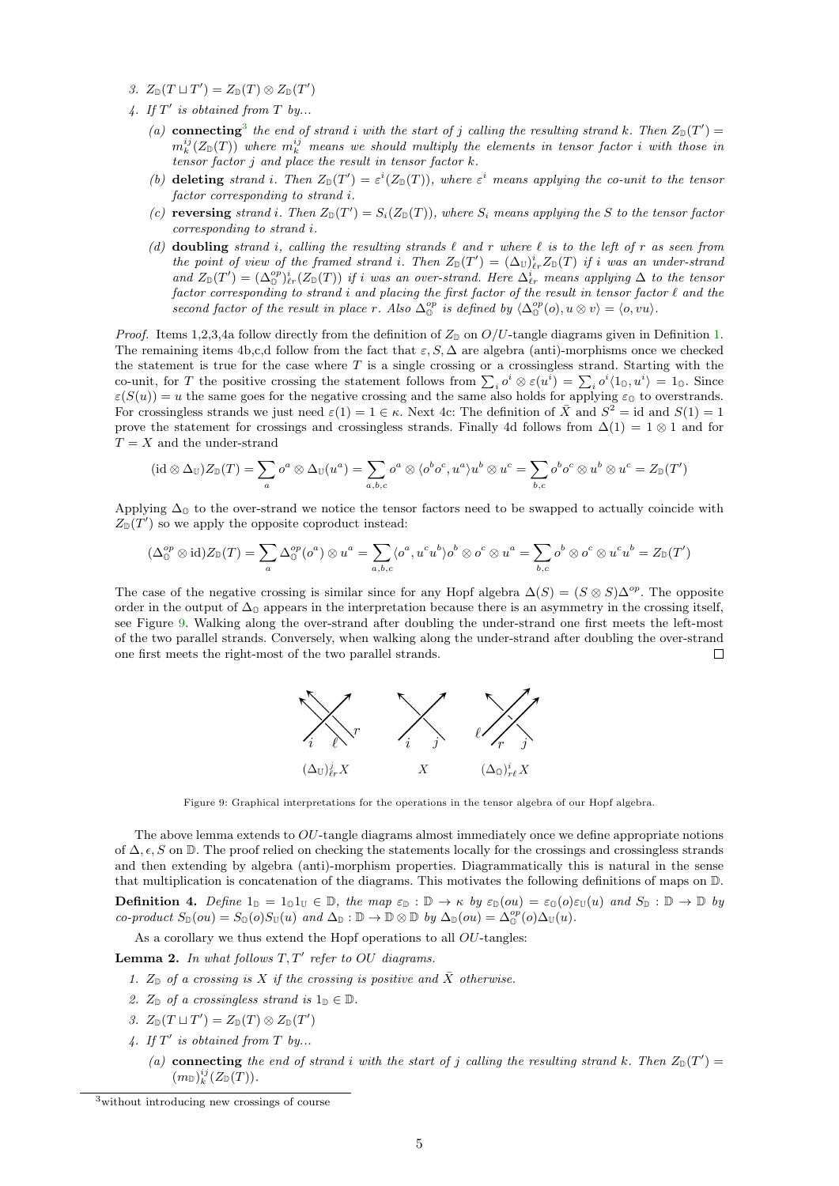3. $Z_{\mathbb{D}}(T \sqcup T') = Z_{\mathbb{D}}(T) \otimes Z_{\mathbb{D}}(T')$
4. If $T'$ is obtained from $T$ by...
   (a) **connecting**[3] the end of strand $i$ with the start of $j$ calling the resulting strand $k$. Then $Z_{\mathbb{D}}(T') = m^{ij}_k(Z_{\mathbb{D}}(T))$ where $m^{ij}_k$ means we should multiply the elements in tensor factor $i$ with those in tensor factor $j$ and place the result in tensor factor $k$.
   (b) **deleting** strand $i$. Then $Z_{\mathbb{D}}(T') = \varepsilon^i(Z_{\mathbb{D}}(T))$, where $\varepsilon^i$ means applying the co-unit to the tensor factor corresponding to strand $i$.
   (c) **reversing** strand $i$. Then $Z_{\mathbb{D}}(T') = S_i(Z_{\mathbb{D}}(T))$, where $S_i$ means applying the $S$ to the tensor factor corresponding to strand $i$.
   (d) **doubling** strand $i$, calling the resulting strands $\ell$ and $r$ where $\ell$ is to the left of $r$ as seen from the point of view of the framed strand $i$. Then $Z_{\mathbb{D}}(T') = (\Delta_{\mathbb{U}})^i_{\ell r} Z_{\mathbb{D}}(T)$ if $i$ was an under-strand and $Z_{\mathbb{D}}(T') = (\Delta^{op}_{\mathbb{O}})^i_{\ell r}(Z_{\mathbb{D}}(T))$ if $i$ was an over-strand. Here $\Delta^i_{\ell r}$ means applying $\Delta$ to the tensor factor corresponding to strand $i$ and placing the first factor of the result in tensor factor $\ell$ and the second factor of the result in place $r$. Also $\Delta^{op}_{\mathbb{O}}$ is defined by $\langle \Delta^{op}_{\mathbb{O}}(o), u \otimes v\rangle = \langle o, vu\rangle$.

*Proof.* Items 1,2,3,4a follow directly from the definition of $Z_{\mathbb{D}}$ on $O/U$-tangle diagrams given in Definition 1. The remaining items 4b,c,d follow from the fact that $\varepsilon, S, \Delta$ are algebra (anti)-morphisms once we checked the statement is true for the case where $T$ is a single crossing or a crossingless strand. Starting with the co-unit, for $T$ the positive crossing the statement follows from $\sum_i o^i \otimes \varepsilon(u^i) = \sum_i o^i \langle 1_{\mathbb{O}}, u^i\rangle = 1_{\mathbb{O}}$. Since $\varepsilon(S(u)) = u$ the same goes for the negative crossing and the same also holds for applying $\varepsilon_{\mathbb{O}}$ to overstrands. For crossingless strands we just need $\varepsilon(1) = 1 \in \kappa$. Next 4c: The definition of $\bar{X}$ and $S^2 = \text{id}$ and $S(1) = 1$ prove the statement for crossings and crossingless strands. Finally 4d follows from $\Delta(1) = 1 \otimes 1$ and for $T = X$ and the under-strand

$$(\text{id} \otimes \Delta_{\mathbb{U}})Z_{\mathbb{D}}(T) = \sum_a o^a \otimes \Delta_{\mathbb{U}}(u^a) = \sum_{a,b,c} o^a \otimes \langle o^b o^c, u^a\rangle u^b \otimes u^c = \sum_{b,c} o^b o^c \otimes u^b \otimes u^c = Z_{\mathbb{D}}(T')$$

Applying $\Delta_{\mathbb{O}}$ to the over-strand we notice the tensor factors need to be swapped to actually coincide with $Z_{\mathbb{D}}(T')$ so we apply the opposite coproduct instead:

$$(\Delta^{op}_{\mathbb{O}} \otimes \text{id})Z_{\mathbb{D}}(T) = \sum_a \Delta^{op}_{\mathbb{O}}(o^a) \otimes u^a = \sum_{a,b,c} \langle o^a, u^c u^b\rangle o^b \otimes o^c \otimes u^a = \sum_{b,c} o^b \otimes o^c \otimes u^c u^b = Z_{\mathbb{D}}(T')$$

The case of the negative crossing is similar since for any Hopf algebra $\Delta(S) = (S \otimes S)\Delta^{op}$. The opposite order in the output of $\Delta_{\mathbb{O}}$ appears in the interpretation because there is an asymmetry in the crossing itself, see Figure 9. Walking along the over-strand after doubling the under-strand one first meets the left-most of the two parallel strands. Conversely, when walking along the under-strand after doubling the over-strand one first meets the right-most of the two parallel strands. $\square$

$(\Delta_{\mathbb{U}})^j_{\ell r} X$ $\quad$ $X$ $\quad$ $(\Delta_{\mathbb{O}})^i_{r\ell} X$

Figure 9: Graphical interpretations for the operations in the tensor algebra of our Hopf algebra.

The above lemma extends to $OU$-tangle diagrams almost immediately once we define appropriate notions of $\Delta, \epsilon, S$ on $\mathbb{D}$. The proof relied on checking the statements locally for the crossings and crossingless strands and then extending by algebra (anti)-morphism properties. Diagrammatically this is natural in the sense that multiplication is concatenation of the diagrams. This motivates the following definitions of maps on $\mathbb{D}$.

**Definition 4.** *Define $1_{\mathbb{D}} = 1_{\mathbb{O}}1_{\mathbb{U}} \in \mathbb{D}$, the map $\varepsilon_{\mathbb{D}} : \mathbb{D} \to \kappa$ by $\varepsilon_{\mathbb{D}}(ou) = \varepsilon_{\mathbb{O}}(o)\varepsilon_{\mathbb{U}}(u)$ and $S_{\mathbb{D}} : \mathbb{D} \to \mathbb{D}$ by co-product $S_{\mathbb{D}}(ou) = S_{\mathbb{O}}(o)S_{\mathbb{U}}(u)$ and $\Delta_{\mathbb{D}} : \mathbb{D} \to \mathbb{D} \otimes \mathbb{D}$ by $\Delta_{\mathbb{D}}(ou) = \Delta^{op}_{\mathbb{O}}(o)\Delta_{\mathbb{U}}(u)$.*

As a corollary we thus extend the Hopf operations to all $OU$-tangles:

**Lemma 2.** *In what follows $T, T'$ refer to $OU$ diagrams.*

1. *$Z_{\mathbb{D}}$ of a crossing is $X$ if the crossing is positive and $\bar{X}$ otherwise.*
2. *$Z_{\mathbb{D}}$ of a crossingless strand is $1_{\mathbb{D}} \in \mathbb{D}$.*
3. *$Z_{\mathbb{D}}(T \sqcup T') = Z_{\mathbb{D}}(T) \otimes Z_{\mathbb{D}}(T')$*
4. *If $T'$ is obtained from $T$ by...*
   (a) ***connecting** the end of strand $i$ with the start of $j$ calling the resulting strand $k$. Then $Z_{\mathbb{D}}(T') = (m_{\mathbb{D}})^{ij}_k(Z_{\mathbb{D}}(T))$.*

[3] without introducing new crossings of course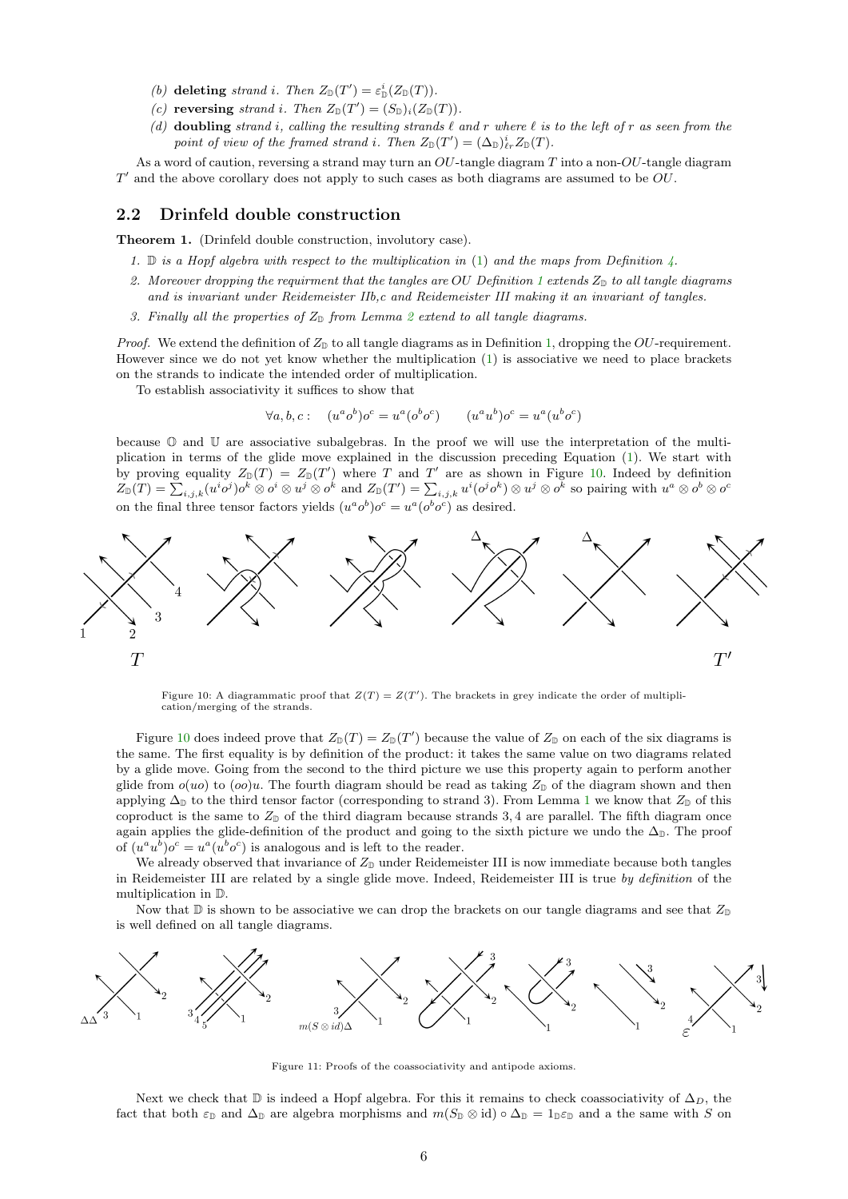(b) **deleting** *strand* $i$. *Then* $Z_{\mathbb{D}}(T') = \varepsilon^i_{\mathbb{D}}(Z_{\mathbb{D}}(T))$.

(c) **reversing** *strand* $i$. *Then* $Z_{\mathbb{D}}(T') = (S_{\mathbb{D}})_i(Z_{\mathbb{D}}(T))$.

(d) **doubling** *strand* $i$*, calling the resulting strands* $\ell$ *and* $r$ *where* $\ell$ *is to the left of* $r$ *as seen from the point of view of the framed strand* $i$*. Then* $Z_{\mathbb{D}}(T') = (\Delta_{\mathbb{D}})^i_{\ell r} Z_{\mathbb{D}}(T)$.

As a word of caution, reversing a strand may turn an $OU$-tangle diagram $T$ into a non-$OU$-tangle diagram $T'$ and the above corollary does not apply to such cases as both diagrams are assumed to be $OU$.

## 2.2 Drinfeld double construction

**Theorem 1.** (Drinfeld double construction, involutory case).

1. *$\mathbb{D}$ is a Hopf algebra with respect to the multiplication in (1) and the maps from Definition 4.*
2. *Moreover dropping the requirment that the tangles are OU Definition 1 extends $Z_{\mathbb{D}}$ to all tangle diagrams and is invariant under Reidemeister IIb,c and Reidemeister III making it an invariant of tangles.*
3. *Finally all the properties of $Z_{\mathbb{D}}$ from Lemma 2 extend to all tangle diagrams.*

*Proof.* We extend the definition of $Z_{\mathbb{D}}$ to all tangle diagrams as in Definition 1, dropping the $OU$-requirement. However since we do not yet know whether the multiplication (1) is associative we need to place brackets on the strands to indicate the intended order of multiplication.

To establish associativity it suffices to show that

$$\forall a, b, c: \quad (u^a o^b) o^c = u^a (o^b o^c) \qquad (u^a u^b) o^c = u^a (u^b o^c)$$

because $\mathbb{O}$ and $\mathbb{U}$ are associative subalgebras. In the proof we will use the interpretation of the multiplication in terms of the glide move explained in the discussion preceding Equation (1). We start with by proving equality $Z_{\mathbb{D}}(T) = Z_{\mathbb{D}}(T')$ where $T$ and $T'$ are as shown in Figure 10. Indeed by definition $Z_{\mathbb{D}}(T) = \sum_{i,j,k} (u^i o^j) o^k \otimes o^i \otimes u^j \otimes o^k$ and $Z_{\mathbb{D}}(T') = \sum_{i,j,k} u^i (o^j o^k) \otimes u^j \otimes o^k$ so pairing with $u^a \otimes o^b \otimes o^c$ on the final three tensor factors yields $(u^a o^b) o^c = u^a (o^b o^c)$ as desired.

Figure 10: A diagrammatic proof that $Z(T) = Z(T')$. The brackets in grey indicate the order of multiplication/merging of the strands.

Figure 10 does indeed prove that $Z_{\mathbb{D}}(T) = Z_{\mathbb{D}}(T')$ because the value of $Z_{\mathbb{D}}$ on each of the six diagrams is the same. The first equality is by definition of the product: it takes the same value on two diagrams related by a glide move. Going from the second to the third picture we use this property again to perform another glide from $o(uo)$ to $(oo)u$. The fourth diagram should be read as taking $Z_{\mathbb{D}}$ of the diagram shown and then applying $\Delta_{\mathbb{D}}$ to the third tensor factor (corresponding to strand 3). From Lemma 1 we know that $Z_{\mathbb{D}}$ of this coproduct is the same to $Z_{\mathbb{D}}$ of the third diagram because strands 3, 4 are parallel. The fifth diagram once again applies the glide-definition of the product and going to the sixth picture we undo the $\Delta_{\mathbb{D}}$. The proof of $(u^a u^b) o^c = u^a (u^b o^c)$ is analogous and is left to the reader.

We already observed that invariance of $Z_{\mathbb{D}}$ under Reidemeister III is now immediate because both tangles in Reidemeister III are related by a single glide move. Indeed, Reidemeister III is true *by definition* of the multiplication in $\mathbb{D}$.

Now that $\mathbb{D}$ is shown to be associative we can drop the brackets on our tangle diagrams and see that $Z_{\mathbb{D}}$ is well defined on all tangle diagrams.

Figure 11: Proofs of the coassociativity and antipode axioms.

Next we check that $\mathbb{D}$ is indeed a Hopf algebra. For this it remains to check coassociativity of $\Delta_D$, the fact that both $\varepsilon_{\mathbb{D}}$ and $\Delta_{\mathbb{D}}$ are algebra morphisms and $m(S_{\mathbb{D}} \otimes \mathrm{id}) \circ \Delta_{\mathbb{D}} = 1_{\mathbb{D}} \varepsilon_{\mathbb{D}}$ and a the same with $S$ on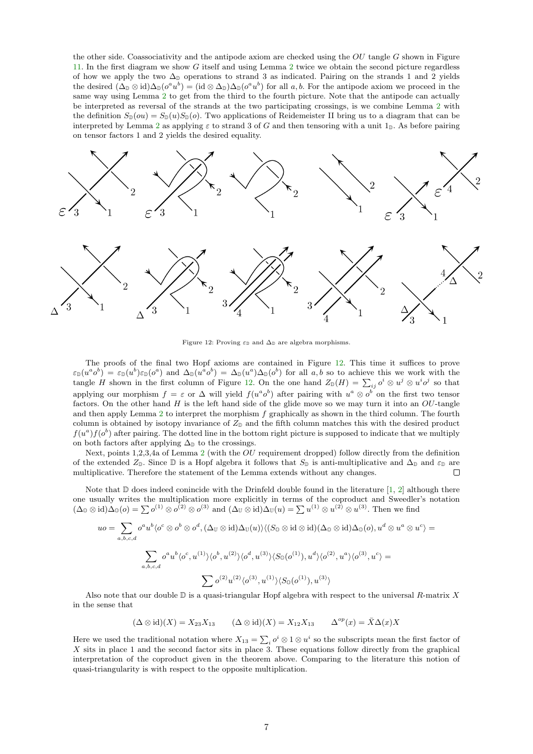the other side. Coassociativity and the antipode axiom are checked using the $OU$ tangle $G$ shown in Figure 11. In the first diagram we show $G$ itself and using Lemma 2 twice we obtain the second picture regardless of how we apply the two $\Delta_{\mathbb{D}}$ operations to strand 3 as indicated. Pairing on the strands 1 and 2 yields the desired $(\Delta_{\mathbb{D}} \otimes \mathrm{id})\Delta_{\mathbb{D}}(o^a u^b) = (\mathrm{id} \otimes \Delta_{\mathbb{D}})\Delta_{\mathbb{D}}(o^a u^b)$ for all $a, b$. For the antipode axiom we proceed in the same way using Lemma 2 to get from the third to the fourth picture. Note that the antipode can actually be interpreted as reversal of the strands at the two participating crossings, is we combine Lemma 2 with the definition $S_{\mathbb{D}}(ou) = S_{\mathbb{D}}(u)S_{\mathbb{D}}(o)$. Two applications of Reidemeister II bring us to a diagram that can be interpreted by Lemma 2 as applying $\varepsilon$ to strand 3 of $G$ and then tensoring with a unit $1_{\mathbb{D}}$. As before pairing on tensor factors 1 and 2 yields the desired equality.

Figure 12: Proving $\varepsilon_{\mathbb{D}}$ and $\Delta_{\mathbb{D}}$ are algebra morphisms.

The proofs of the final two Hopf axioms are contained in Figure 12. This time it suffices to prove $\varepsilon_{\mathbb{D}}(u^a o^b) = \varepsilon_{\mathbb{D}}(u^b)\varepsilon_{\mathbb{D}}(o^a)$ and $\Delta_{\mathbb{D}}(u^a o^b) = \Delta_{\mathbb{D}}(u^a)\Delta_{\mathbb{D}}(o^b)$ for all $a, b$ so to achieve this we work with the tangle $H$ shown in the first column of Figure 12. On the one hand $Z_{\mathbb{D}}(H) = \sum_{ij} o^i \otimes u^j \otimes u^i o^j$ so that applying our morphism $f = \varepsilon$ or $\Delta$ will yield $f(u^a o^b)$ after pairing with $u^a \otimes o^b$ on the first two tensor factors. On the other hand $H$ is the left hand side of the glide move so we may turn it into an $OU$-tangle and then apply Lemma 2 to interpret the morphism $f$ graphically as shown in the third column. The fourth column is obtained by isotopy invariance of $Z_{\mathbb{D}}$ and the fifth column matches this with the desired product $f(u^a)f(o^b)$ after pairing. The dotted line in the bottom right picture is supposed to indicate that we multiply on both factors after applying $\Delta_{\mathbb{D}}$ to the crossings.

Next, points 1,2,3,4a of Lemma 2 (with the $OU$ requirement dropped) follow directly from the definition of the extended $Z_{\mathbb{D}}$. Since $\mathbb{D}$ is a Hopf algebra it follows that $S_{\mathbb{D}}$ is anti-multiplicative and $\Delta_{\mathbb{D}}$ and $\varepsilon_{\mathbb{D}}$ are multiplicative. Therefore the statement of the Lemma extends without any changes. $\square$

Note that $\mathbb{D}$ does indeed conincide with the Drinfeld double found in the literature [1, 2] although there one usually writes the multiplication more explicitly in terms of the coproduct and Sweedler's notation $(\Delta_{\mathbb{O}} \otimes \mathrm{id})\Delta_{\mathbb{O}}(o) = \sum o^{(1)} \otimes o^{(2)} \otimes o^{(3)}$ and $(\Delta_{\mathbb{U}} \otimes \mathrm{id})\Delta_{\mathbb{U}}(u) = \sum u^{(1)} \otimes u^{(2)} \otimes u^{(3)}$. Then we find

$$uo = \sum_{a,b,c,d} o^a u^b \langle o^c \otimes o^b \otimes o^d, (\Delta_{\mathbb{U}} \otimes \mathrm{id})\Delta_{\mathbb{U}}(u)\rangle \langle (S_{\mathbb{O}} \otimes \mathrm{id} \otimes \mathrm{id})(\Delta_{\mathbb{O}} \otimes \mathrm{id})\Delta_{\mathbb{O}}(o), u^d \otimes u^a \otimes u^c\rangle =$$

$$\sum_{a,b,c,d} o^a u^b \langle o^c, u^{(1)}\rangle \langle o^b, u^{(2)}\rangle \langle o^d, u^{(3)}\rangle \langle S_{\mathbb{O}}(o^{(1)}), u^d\rangle \langle o^{(2)}, u^a\rangle \langle o^{(3)}, u^c\rangle =$$

$$\sum o^{(2)} u^{(2)} \langle o^{(3)}, u^{(1)}\rangle \langle S_{\mathbb{O}}(o^{(1)}), u^{(3)}\rangle$$

Also note that our double $\mathbb{D}$ is a quasi-triangular Hopf algebra with respect to the universal $R$-matrix $X$ in the sense that

$$(\Delta \otimes \mathrm{id})(X) = X_{23}X_{13} \qquad (\Delta \otimes \mathrm{id})(X) = X_{12}X_{13} \qquad \Delta^{op}(x) = \bar{X}\Delta(x)X$$

Here we used the traditional notation where $X_{13} = \sum_i o^i \otimes 1 \otimes u^i$ so the subscripts mean the first factor of $X$ sits in place 1 and the second factor sits in place 3. These equations follow directly from the graphical interpretation of the coproduct given in the theorem above. Comparing to the literature this notion of quasi-triangularity is with respect to the opposite multiplication.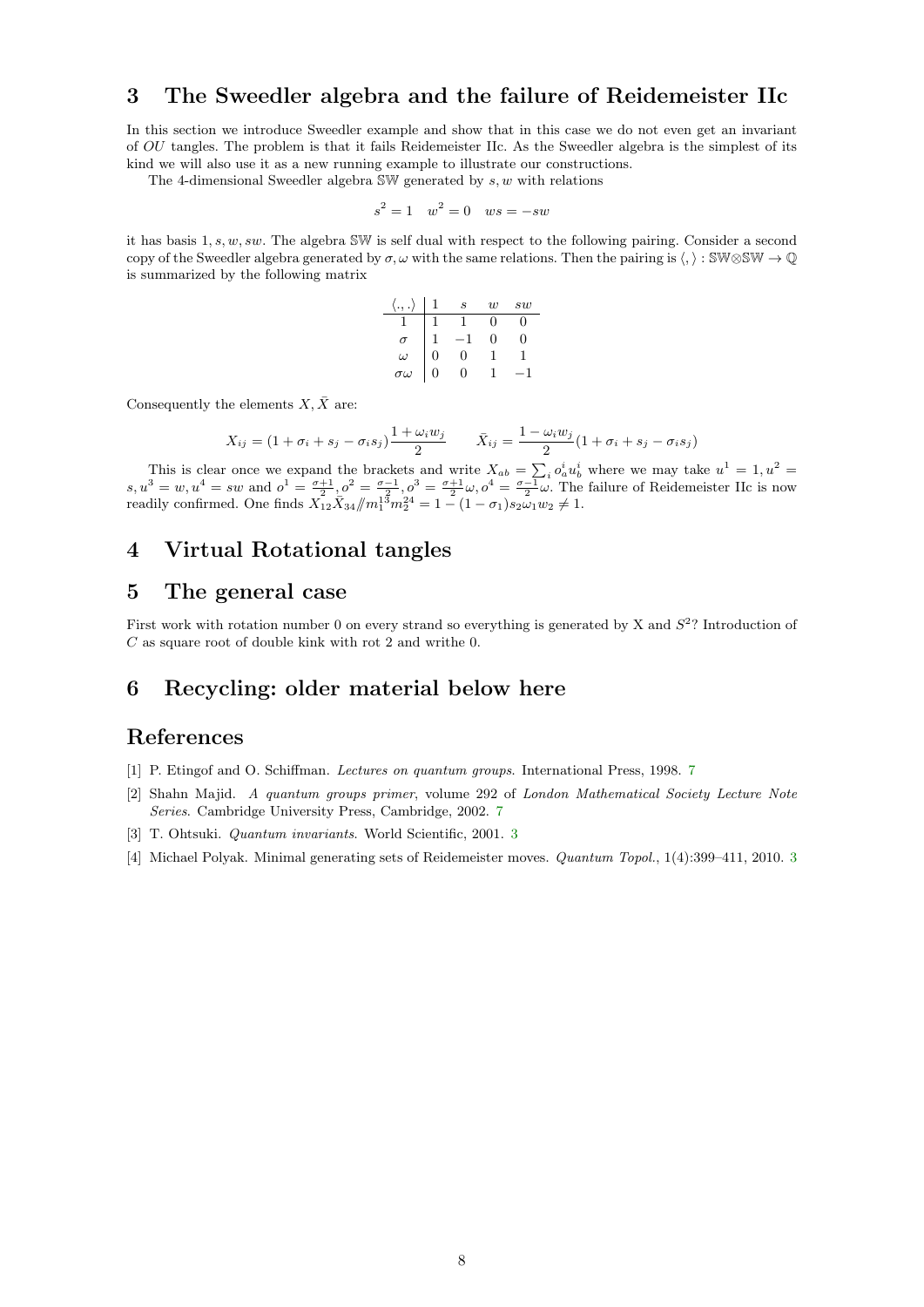## 3 The Sweedler algebra and the failure of Reidemeister IIc

In this section we introduce Sweedler example and show that in this case we do not even get an invariant of *OU* tangles. The problem is that it fails Reidemeister IIc. As the Sweedler algebra is the simplest of its kind we will also use it as a new running example to illustrate our constructions.

The 4-dimensional Sweedler algebra $\mathbb{SW}$ generated by $s, w$ with relations

$$s^2 = 1 \quad w^2 = 0 \quad ws = -sw$$

it has basis $1, s, w, sw$. The algebra $\mathbb{SW}$ is self dual with respect to the following pairing. Consider a second copy of the Sweedler algebra generated by $\sigma, \omega$ with the same relations. Then the pairing is $\langle , \rangle : \mathbb{SW} \otimes \mathbb{SW} \to \mathbb{Q}$ is summarized by the following matrix

| $\langle .,. \rangle$ | $1$ | $s$ | $w$ | $sw$ |
|---|---|---|---|---|
| $1$ | $1$ | $1$ | $0$ | $0$ |
| $\sigma$ | $1$ | $-1$ | $0$ | $0$ |
| $\omega$ | $0$ | $0$ | $1$ | $1$ |
| $\sigma\omega$ | $0$ | $0$ | $1$ | $-1$ |

Consequently the elements $X, \bar{X}$ are:

$$X_{ij} = (1 + \sigma_i + s_j - \sigma_i s_j)\frac{1 + \omega_i w_j}{2} \qquad \bar{X}_{ij} = \frac{1 - \omega_i w_j}{2}(1 + \sigma_i + s_j - \sigma_i s_j)$$

This is clear once we expand the brackets and write $X_{ab} = \sum_i o^i_a u^i_b$ where we may take $u^1 = 1, u^2 = s, u^3 = w, u^4 = sw$ and $o^1 = \frac{\sigma+1}{2}, o^2 = \frac{\sigma-1}{2}, o^3 = \frac{\sigma+1}{2}\omega, o^4 = \frac{\sigma-1}{2}\omega$. The failure of Reidemeister IIc is now readily confirmed. One finds $X_{12}\bar{X}_{34} /\!\!/ m_1^{13} m_2^{24} = 1 - (1 - \sigma_1)s_2\omega_1 w_2 \neq 1$.

## 4 Virtual Rotational tangles

## 5 The general case

First work with rotation number 0 on every strand so everything is generated by X and $S^2$? Introduction of $C$ as square root of double kink with rot 2 and writhe 0.

## 6 Recycling: older material below here

## References

[1] P. Etingof and O. Schiffman. *Lectures on quantum groups*. International Press, 1998. 7

[2] Shahn Majid. *A quantum groups primer*, volume 292 of *London Mathematical Society Lecture Note Series*. Cambridge University Press, Cambridge, 2002. 7

[3] T. Ohtsuki. *Quantum invariants*. World Scientific, 2001. 3

[4] Michael Polyak. Minimal generating sets of Reidemeister moves. *Quantum Topol.*, 1(4):399–411, 2010. 3